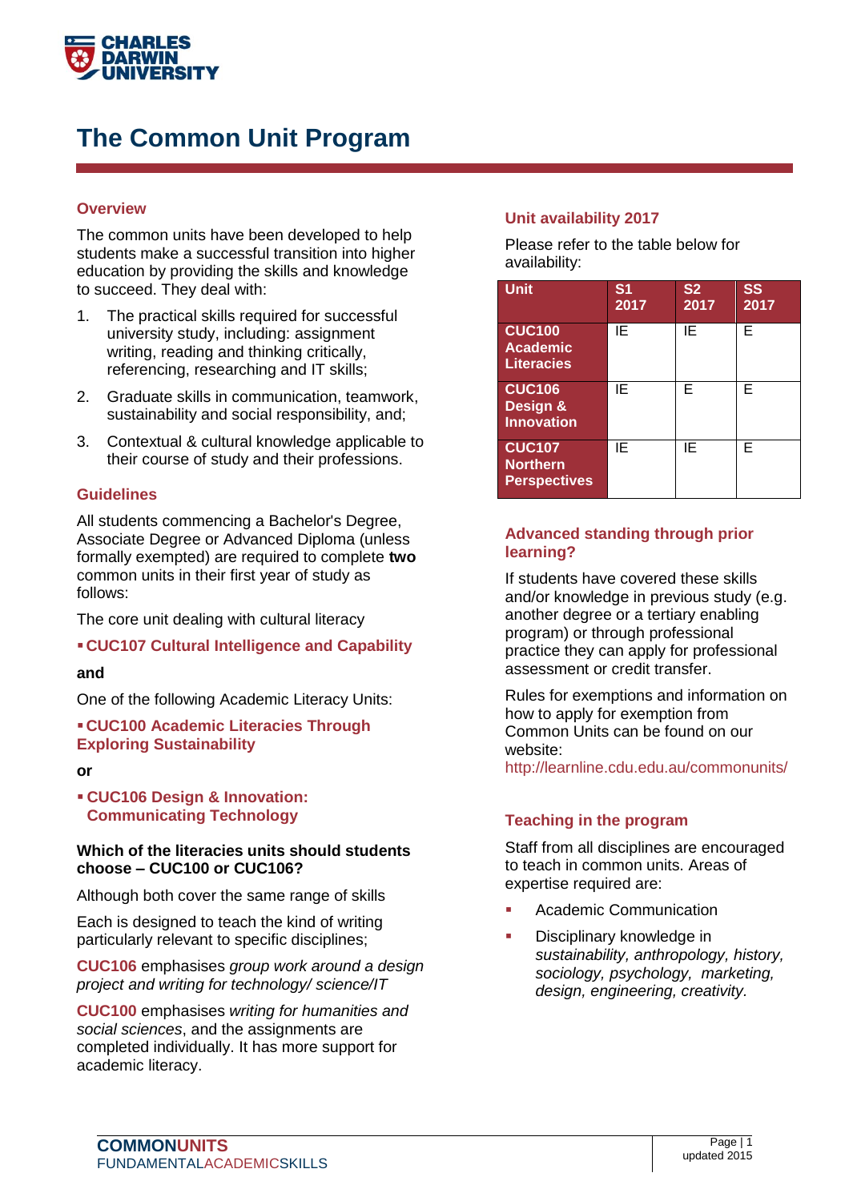CHARLES DARWIN UNIVERSITY

# The Common Unit Program

## Overview

The common units have been developed to help students make a successful transition into higher education by providing the skills and knowledge to succeed. They deal with:

1. The practical skills required for successful university study, including: assignment writing, reading and thinking critically, referencing, researching and IT skills;
2. Graduate skills in communication, teamwork, sustainability and social responsibility, and;
3. Contextual & cultural knowledge applicable to their course of study and their professions.

## Guidelines

All students commencing a Bachelor's Degree, Associate Degree or Advanced Diploma (unless formally exempted) are required to complete **two** common units in their first year of study as follows:

The core unit dealing with cultural literacy

- **CUC107 Cultural Intelligence and Capability**

**and**

One of the following Academic Literacy Units:

- **CUC100 Academic Literacies Through Exploring Sustainability**

**or**

- **CUC106 Design & Innovation: Communicating Technology**

**Which of the literacies units should students choose – CUC100 or CUC106?**

Although both cover the same range of skills

Each is designed to teach the kind of writing particularly relevant to specific disciplines;

CUC106 emphasises *group work around a design project and writing for technology/ science/IT*

CUC100 emphasises *writing for humanities and social sciences*, and the assignments are completed individually. It has more support for academic literacy.

## Unit availability 2017

Please refer to the table below for availability:

| Unit | S1 2017 | S2 2017 | SS 2017 |
|---|---|---|---|
| **CUC100 Academic Literacies** | IE | IE | E |
| **CUC106 Design & Innovation** | IE | E | E |
| **CUC107 Northern Perspectives** | IE | IE | E |

## Advanced standing through prior learning?

If students have covered these skills and/or knowledge in previous study (e.g. another degree or a tertiary enabling program) or through professional practice they can apply for professional assessment or credit transfer.

Rules for exemptions and information on how to apply for exemption from Common Units can be found on our website:
http://learnline.cdu.edu.au/commonunits/

## Teaching in the program

Staff from all disciplines are encouraged to teach in common units. Areas of expertise required are:

- Academic Communication
- Disciplinary knowledge in *sustainability, anthropology, history, sociology, psychology, marketing, design, engineering, creativity.*

COMMONUNITS
FUNDAMENTALACADEMICSKILLS

updated 2015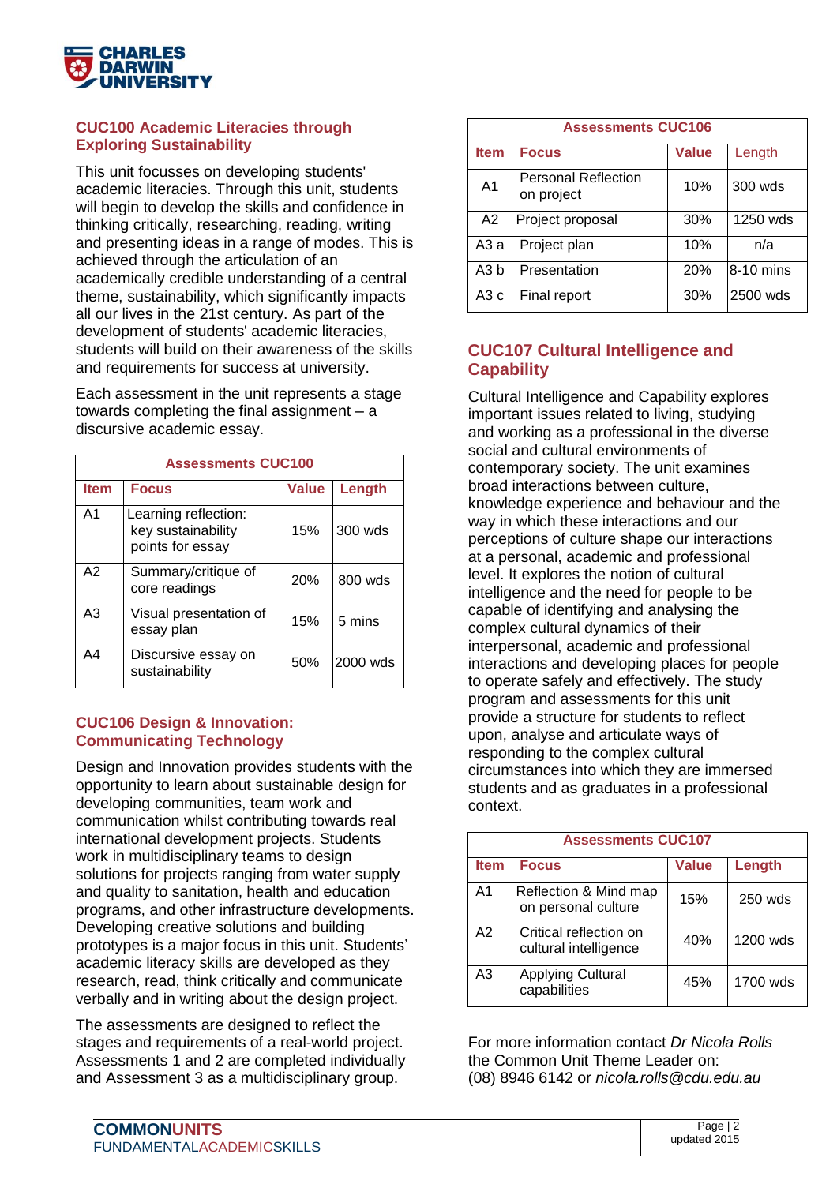## CUC100 Academic Literacies through Exploring Sustainability

This unit focusses on developing students' academic literacies. Through this unit, students will begin to develop the skills and confidence in thinking critically, researching, reading, writing and presenting ideas in a range of modes. This is achieved through the articulation of an academically credible understanding of a central theme, sustainability, which significantly impacts all our lives in the 21st century. As part of the development of students' academic literacies, students will build on their awareness of the skills and requirements for success at university.

Each assessment in the unit represents a stage towards completing the final assignment – a discursive academic essay.

| Assessments CUC100 | | | |
|---|---|---|---|
| **Item** | **Focus** | **Value** | **Length** |
| A1 | Learning reflection: key sustainability points for essay | 15% | 300 wds |
| A2 | Summary/critique of core readings | 20% | 800 wds |
| A3 | Visual presentation of essay plan | 15% | 5 mins |
| A4 | Discursive essay on sustainability | 50% | 2000 wds |

## CUC106 Design & Innovation: Communicating Technology

Design and Innovation provides students with the opportunity to learn about sustainable design for developing communities, team work and communication whilst contributing towards real international development projects. Students work in multidisciplinary teams to design solutions for projects ranging from water supply and quality to sanitation, health and education programs, and other infrastructure developments. Developing creative solutions and building prototypes is a major focus in this unit. Students' academic literacy skills are developed as they research, read, think critically and communicate verbally and in writing about the design project.

The assessments are designed to reflect the stages and requirements of a real-world project. Assessments 1 and 2 are completed individually and Assessment 3 as a multidisciplinary group.

| Assessments CUC106 | | | |
|---|---|---|---|
| **Item** | **Focus** | **Value** | **Length** |
| A1 | Personal Reflection on project | 10% | 300 wds |
| A2 | Project proposal | 30% | 1250 wds |
| A3 a | Project plan | 10% | n/a |
| A3 b | Presentation | 20% | 8-10 mins |
| A3 c | Final report | 30% | 2500 wds |

## CUC107 Cultural Intelligence and Capability

Cultural Intelligence and Capability explores important issues related to living, studying and working as a professional in the diverse social and cultural environments of contemporary society. The unit examines broad interactions between culture, knowledge experience and behaviour and the way in which these interactions and our perceptions of culture shape our interactions at a personal, academic and professional level. It explores the notion of cultural intelligence and the need for people to be capable of identifying and analysing the complex cultural dynamics of their interpersonal, academic and professional interactions and developing places for people to operate safely and effectively. The study program and assessments for this unit provide a structure for students to reflect upon, analyse and articulate ways of responding to the complex cultural circumstances into which they are immersed students and as graduates in a professional context.

| Assessments CUC107 | | | |
|---|---|---|---|
| **Item** | **Focus** | **Value** | **Length** |
| A1 | Reflection & Mind map on personal culture | 15% | 250 wds |
| A2 | Critical reflection on cultural intelligence | 40% | 1200 wds |
| A3 | Applying Cultural capabilities | 45% | 1700 wds |

For more information contact *Dr Nicola Rolls* the Common Unit Theme Leader on:
(08) 8946 6142 or *nicola.rolls@cdu.edu.au*